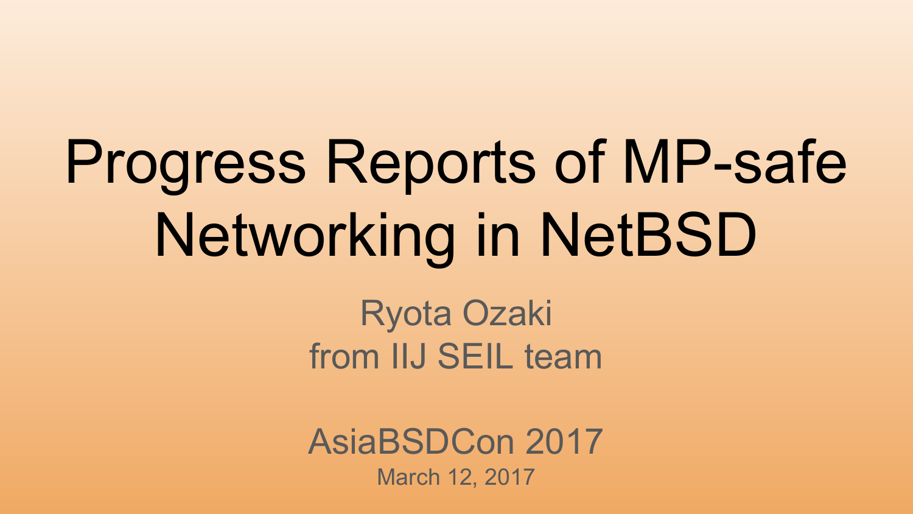# Progress Reports of MP-safe Networking in NetBSD

Ryota Ozaki
from IIJ SEIL team

AsiaBSDCon 2017
March 12, 2017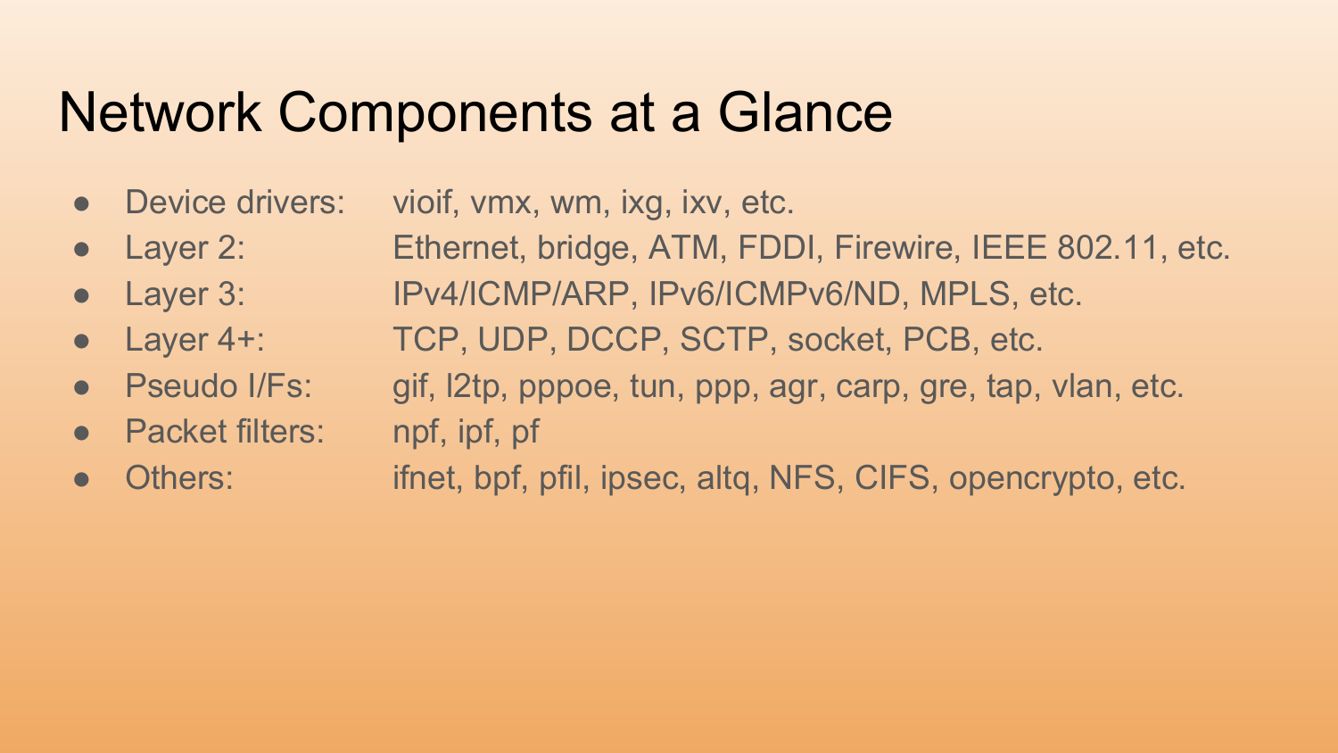# Network Components at a Glance

- Device drivers: vioif, vmx, wm, ixg, ixv, etc.
- Layer 2: Ethernet, bridge, ATM, FDDI, Firewire, IEEE 802.11, etc.
- Layer 3: IPv4/ICMP/ARP, IPv6/ICMPv6/ND, MPLS, etc.
- Layer 4+: TCP, UDP, DCCP, SCTP, socket, PCB, etc.
- Pseudo I/Fs: gif, l2tp, pppoe, tun, ppp, agr, carp, gre, tap, vlan, etc.
- Packet filters: npf, ipf, pf
- Others: ifnet, bpf, pfil, ipsec, altq, NFS, CIFS, opencrypto, etc.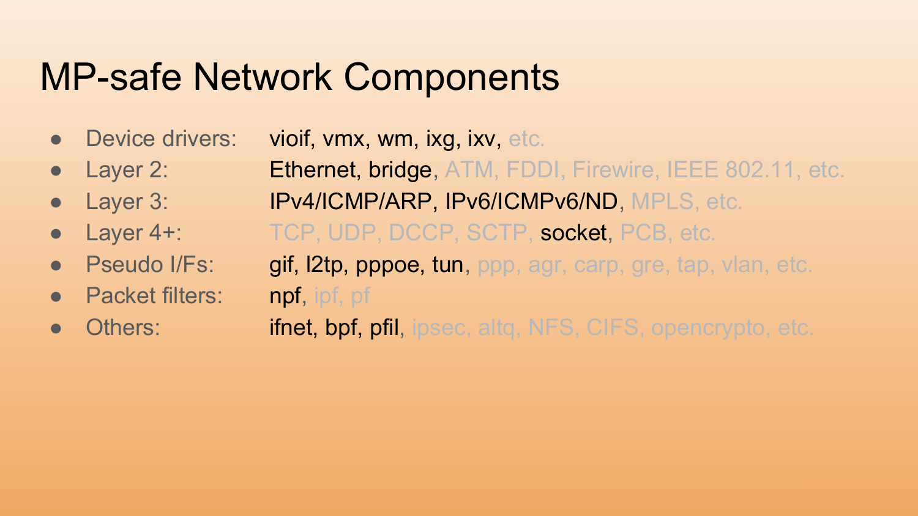# MP-safe Network Components

- Device drivers: vioif, vmx, wm, ixg, ixv, etc.
- Layer 2: Ethernet, bridge, ATM, FDDI, Firewire, IEEE 802.11, etc.
- Layer 3: IPv4/ICMP/ARP, IPv6/ICMPv6/ND, MPLS, etc.
- Layer 4+: TCP, UDP, DCCP, SCTP, socket, PCB, etc.
- Pseudo I/Fs: gif, l2tp, pppoe, tun, ppp, agr, carp, gre, tap, vlan, etc.
- Packet filters: npf, ipf, pf
- Others: ifnet, bpf, pfil, ipsec, altq, NFS, CIFS, opencrypto, etc.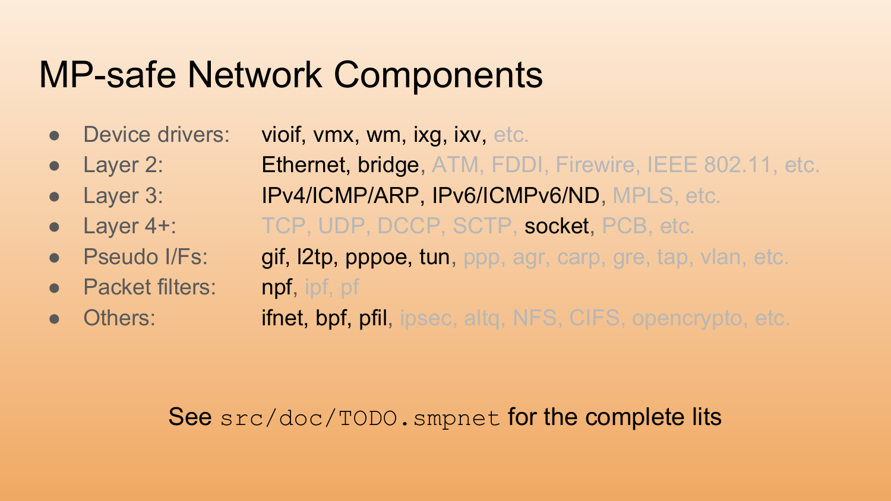# MP-safe Network Components

- Device drivers: vioif, vmx, wm, ixg, ixv, etc.
- Layer 2: Ethernet, bridge, ATM, FDDI, Firewire, IEEE 802.11, etc.
- Layer 3: IPv4/ICMP/ARP, IPv6/ICMPv6/ND, MPLS, etc.
- Layer 4+: TCP, UDP, DCCP, SCTP, socket, PCB, etc.
- Pseudo I/Fs: gif, l2tp, pppoe, tun, ppp, agr, carp, gre, tap, vlan, etc.
- Packet filters: npf, ipf, pf
- Others: ifnet, bpf, pfil, ipsec, altq, NFS, CIFS, opencrypto, etc.

See `src/doc/TODO.smpnet` for the complete lits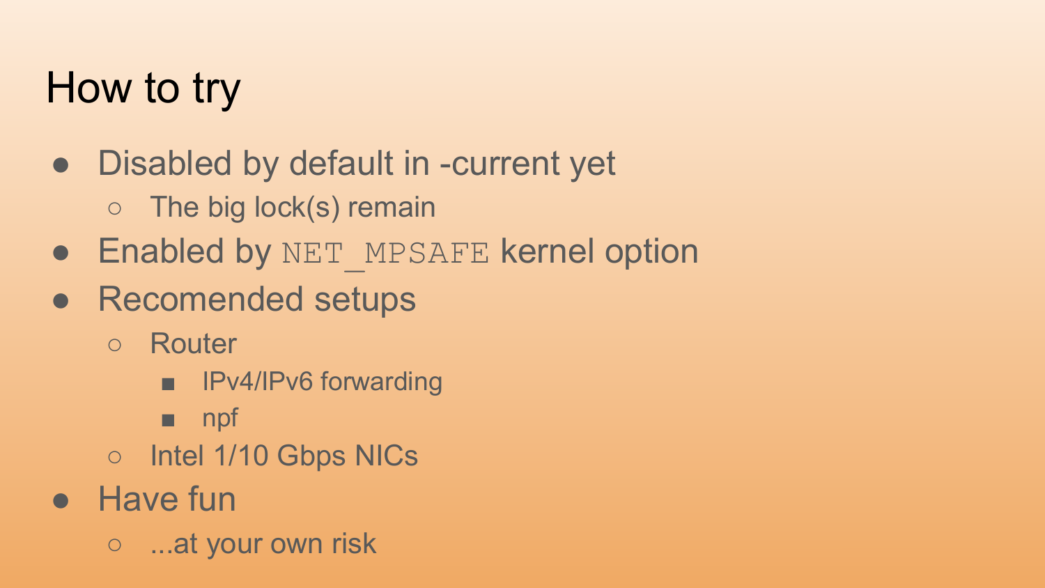# How to try

- Disabled by default in -current yet
  - The big lock(s) remain
- Enabled by `NET_MPSAFE` kernel option
- Recomended setups
  - Router
    - IPv4/IPv6 forwarding
    - npf
  - Intel 1/10 Gbps NICs
- Have fun
  - ...at your own risk